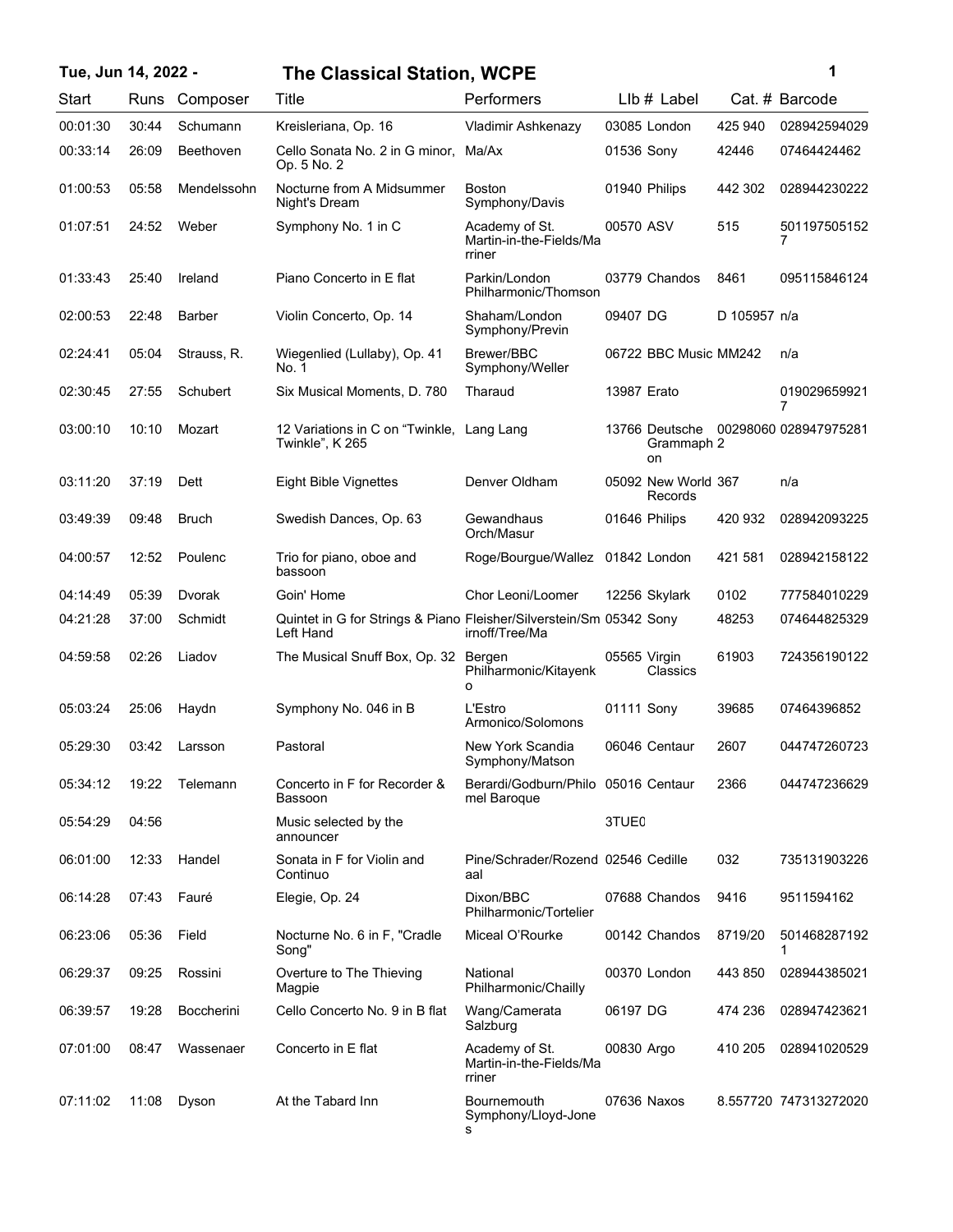# Tue, Jun 14, 2022 - The Classical Station, WCPE

| Start | Runs | Composer | Title | Performers | LIb # | Label | Cat. # | Barcode |
|---|---|---|---|---|---|---|---|---|
| 00:01:30 | 30:44 | Schumann | Kreisleriana, Op. 16 | Vladimir Ashkenazy | 03085 | London | 425 940 | 028942594029 |
| 00:33:14 | 26:09 | Beethoven | Cello Sonata No. 2 in G minor, Op. 5 No. 2 | Ma/Ax | 01536 | Sony | 42446 | 07464424462 |
| 01:00:53 | 05:58 | Mendelssohn | Nocturne from A Midsummer Night's Dream | Boston Symphony/Davis | 01940 | Philips | 442 302 | 028944230222 |
| 01:07:51 | 24:52 | Weber | Symphony No. 1 in C | Academy of St. Martin-in-the-Fields/Marriner | 00570 | ASV | 515 | 5011975051527 |
| 01:33:43 | 25:40 | Ireland | Piano Concerto in E flat | Parkin/London Philharmonic/Thomson | 03779 | Chandos | 8461 | 095115846124 |
| 02:00:53 | 22:48 | Barber | Violin Concerto, Op. 14 | Shaham/London Symphony/Previn | 09407 | DG | D 105957 | n/a |
| 02:24:41 | 05:04 | Strauss, R. | Wiegenlied (Lullaby), Op. 41 No. 1 | Brewer/BBC Symphony/Weller | 06722 | BBC Music | MM242 | n/a |
| 02:30:45 | 27:55 | Schubert | Six Musical Moments, D. 780 | Tharaud | 13987 | Erato | | 0190296599217 |
| 03:00:10 | 10:10 | Mozart | 12 Variations in C on "Twinkle, Twinkle", K 265 | Lang Lang | 13766 | Deutsche Grammaphon | 002980602 | 028947975281 |
| 03:11:20 | 37:19 | Dett | Eight Bible Vignettes | Denver Oldham | 05092 | New World Records | 367 | n/a |
| 03:49:39 | 09:48 | Bruch | Swedish Dances, Op. 63 | Gewandhaus Orch/Masur | 01646 | Philips | 420 932 | 028942093225 |
| 04:00:57 | 12:52 | Poulenc | Trio for piano, oboe and bassoon | Roge/Bourgue/Wallez | 01842 | London | 421 581 | 028942158122 |
| 04:14:49 | 05:39 | Dvorak | Goin' Home | Chor Leoni/Loomer | 12256 | Skylark | 0102 | 777584010229 |
| 04:21:28 | 37:00 | Schmidt | Quintet in G for Strings & Piano Left Hand | Fleisher/Silverstein/Smirnoff/Tree/Ma | 05342 | Sony | 48253 | 074644825329 |
| 04:59:58 | 02:26 | Liadov | The Musical Snuff Box, Op. 32 | Bergen Philharmonic/Kitayenko | 05565 | Virgin Classics | 61903 | 724356190122 |
| 05:03:24 | 25:06 | Haydn | Symphony No. 046 in B | L'Estro Armonico/Solomons | 01111 | Sony | 39685 | 07464396852 |
| 05:29:30 | 03:42 | Larsson | Pastoral | New York Scandia Symphony/Matson | 06046 | Centaur | 2607 | 044747260723 |
| 05:34:12 | 19:22 | Telemann | Concerto in F for Recorder & Bassoon | Berardi/Godburn/Philomel Baroque | 05016 | Centaur | 2366 | 044747236629 |
| 05:54:29 | 04:56 | | Music selected by the announcer | | 3TUE0 | | | |
| 06:01:00 | 12:33 | Handel | Sonata in F for Violin and Continuo | Pine/Schrader/Rozendaal | 02546 | Cedille | 032 | 735131903226 |
| 06:14:28 | 07:43 | Fauré | Elegie, Op. 24 | Dixon/BBC Philharmonic/Tortelier | 07688 | Chandos | 9416 | 9511594162 |
| 06:23:06 | 05:36 | Field | Nocturne No. 6 in F, "Cradle Song" | Miceal O'Rourke | 00142 | Chandos | 8719/20 | 5014682871921 |
| 06:29:37 | 09:25 | Rossini | Overture to The Thieving Magpie | National Philharmonic/Chailly | 00370 | London | 443 850 | 028944385021 |
| 06:39:57 | 19:28 | Boccherini | Cello Concerto No. 9 in B flat | Wang/Camerata Salzburg | 06197 | DG | 474 236 | 028947423621 |
| 07:01:00 | 08:47 | Wassenaer | Concerto in E flat | Academy of St. Martin-in-the-Fields/Marriner | 00830 | Argo | 410 205 | 028941020529 |
| 07:11:02 | 11:08 | Dyson | At the Tabard Inn | Bournemouth Symphony/Lloyd-Jones | 07636 | Naxos | 8.557720 | 747313272020 |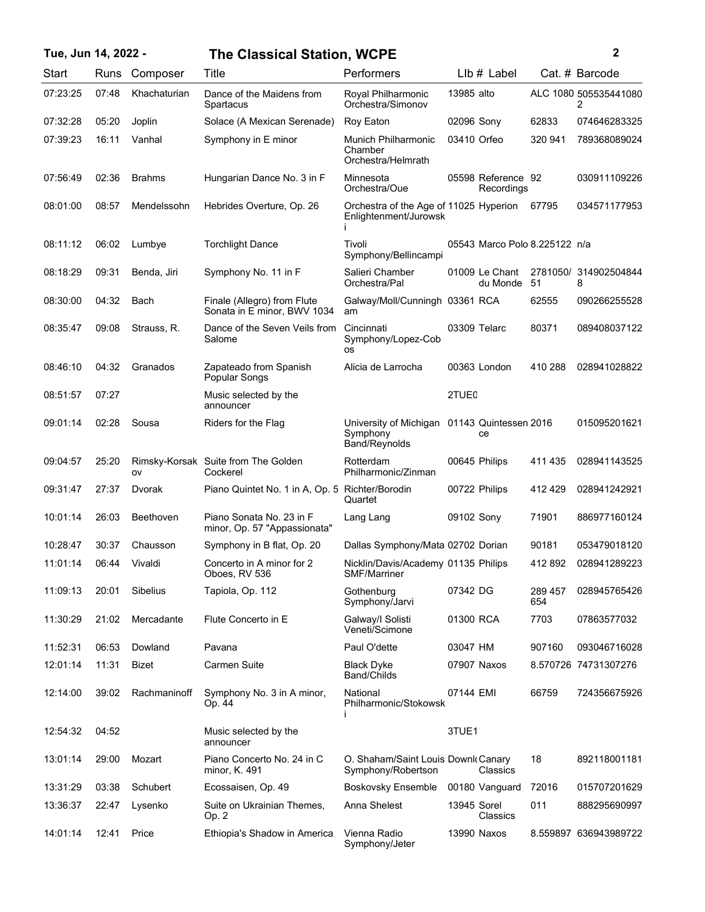| Start | Runs | Composer | Title | Performers | Llb # | Label | Cat. # | Barcode |
|---|---|---|---|---|---|---|---|---|
| 07:23:25 | 07:48 | Khachaturian | Dance of the Maidens from Spartacus | Royal Philharmonic Orchestra/Simonov | 13985 | alto | ALC 1080 | 5055354410802 |
| 07:32:28 | 05:20 | Joplin | Solace (A Mexican Serenade) | Roy Eaton | 02096 | Sony | 62833 | 074646283325 |
| 07:39:23 | 16:11 | Vanhal | Symphony in E minor | Munich Philharmonic Chamber Orchestra/Helmrath | 03410 | Orfeo | 320 941 | 789368089024 |
| 07:56:49 | 02:36 | Brahms | Hungarian Dance No. 3 in F | Minnesota Orchestra/Oue | 05598 | Reference Recordings | 92 | 030911109226 |
| 08:01:00 | 08:57 | Mendelssohn | Hebrides Overture, Op. 26 | Orchestra of the Age of Enlightenment/Jurowski | 11025 | Hyperion | 67795 | 034571177953 |
| 08:11:12 | 06:02 | Lumbye | Torchlight Dance | Tivoli Symphony/Bellincampi | 05543 | Marco Polo | 8.225122 | n/a |
| 08:18:29 | 09:31 | Benda, Jiri | Symphony No. 11 in F | Salieri Chamber Orchestra/Pal | 01009 | Le Chant du Monde | 2781050/51 | 3149025048448 |
| 08:30:00 | 04:32 | Bach | Finale (Allegro) from Flute Sonata in E minor, BWV 1034 | Galway/Moll/Cunningham | 03361 | RCA | 62555 | 090266255528 |
| 08:35:47 | 09:08 | Strauss, R. | Dance of the Seven Veils from Salome | Cincinnati Symphony/Lopez-Cobos | 03309 | Telarc | 80371 | 089408037122 |
| 08:46:10 | 04:32 | Granados | Zapateado from Spanish Popular Songs | Alicia de Larrocha | 00363 | London | 410 288 | 028941028822 |
| 08:51:57 | 07:27 | | Music selected by the announcer | | 2TUE0 | | | |
| 09:01:14 | 02:28 | Sousa | Riders for the Flag | University of Michigan Symphony Band/Reynolds | 01143 | Quintessence | 2016 | 015095201621 |
| 09:04:57 | 25:20 | Rimsky-Korsakov | Suite from The Golden Cockerel | Rotterdam Philharmonic/Zinman | 00645 | Philips | 411 435 | 028941143525 |
| 09:31:47 | 27:37 | Dvorak | Piano Quintet No. 1 in A, Op. 5 | Richter/Borodin Quartet | 00722 | Philips | 412 429 | 028941242921 |
| 10:01:14 | 26:03 | Beethoven | Piano Sonata No. 23 in F minor, Op. 57 "Appassionata" | Lang Lang | 09102 | Sony | 71901 | 886977160124 |
| 10:28:47 | 30:37 | Chausson | Symphony in B flat, Op. 20 | Dallas Symphony/Mata | 02702 | Dorian | 90181 | 053479018120 |
| 11:01:14 | 06:44 | Vivaldi | Concerto in A minor for 2 Oboes, RV 536 | Nicklin/Davis/Academy SMF/Marriner | 01135 | Philips | 412 892 | 028941289223 |
| 11:09:13 | 20:01 | Sibelius | Tapiola, Op. 112 | Gothenburg Symphony/Jarvi | 07342 | DG | 289 457 654 | 028945765426 |
| 11:30:29 | 21:02 | Mercadante | Flute Concerto in E | Galway/I Solisti Veneti/Scimone | 01300 | RCA | 7703 | 07863577032 |
| 11:52:31 | 06:53 | Dowland | Pavana | Paul O'dette | 03047 | HM | 907160 | 093046716028 |
| 12:01:14 | 11:31 | Bizet | Carmen Suite | Black Dyke Band/Childs | 07907 | Naxos | 8.570726 | 74731307276 |
| 12:14:00 | 39:02 | Rachmaninoff | Symphony No. 3 in A minor, Op. 44 | National Philharmonic/Stokowski | 07144 | EMI | 66759 | 724356675926 |
| 12:54:32 | 04:52 | | Music selected by the announcer | | 3TUE1 | | | |
| 13:01:14 | 29:00 | Mozart | Piano Concerto No. 24 in C minor, K. 491 | O. Shaham/Saint Louis Symphony/Robertson | Downl | Canary Classics | 18 | 892118001181 |
| 13:31:29 | 03:38 | Schubert | Ecossaisen, Op. 49 | Boskovsky Ensemble | 00180 | Vanguard | 72016 | 015707201629 |
| 13:36:37 | 22:47 | Lysenko | Suite on Ukrainian Themes, Op. 2 | Anna Shelest | 13945 | Sorel Classics | 011 | 888295690997 |
| 14:01:14 | 12:41 | Price | Ethiopia's Shadow in America | Vienna Radio Symphony/Jeter | 13990 | Naxos | 8.559897 | 636943989722 |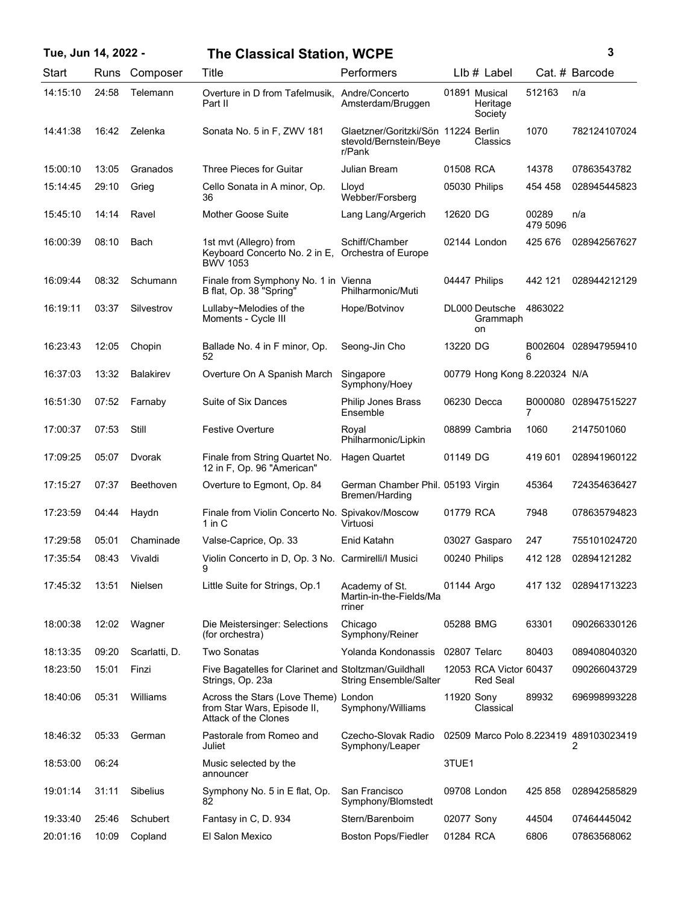**Tue, Jun 14, 2022 - The Classical Station, WCPE**

| Start | Runs | Composer | Title | Performers | LIb # | Label | Cat. # | Barcode |
|---|---|---|---|---|---|---|---|---|
| 14:15:10 | 24:58 | Telemann | Overture in D from Tafelmusik, Part II | Andre/Concerto Amsterdam/Bruggen | 01891 | Musical Heritage Society | 512163 | n/a |
| 14:41:38 | 16:42 | Zelenka | Sonata No. 5 in F, ZWV 181 | Glaetzner/Goritzki/Sönstevold/Bernstein/Beyer/Pank | 11224 | Berlin Classics | 1070 | 782124107024 |
| 15:00:10 | 13:05 | Granados | Three Pieces for Guitar | Julian Bream | 01508 | RCA | 14378 | 07863543782 |
| 15:14:45 | 29:10 | Grieg | Cello Sonata in A minor, Op. 36 | Lloyd Webber/Forsberg | 05030 | Philips | 454 458 | 028945445823 |
| 15:45:10 | 14:14 | Ravel | Mother Goose Suite | Lang Lang/Argerich | 12620 | DG | 00289 479 5096 | n/a |
| 16:00:39 | 08:10 | Bach | 1st mvt (Allegro) from Keyboard Concerto No. 2 in E, BWV 1053 | Schiff/Chamber Orchestra of Europe | 02144 | London | 425 676 | 028942567627 |
| 16:09:44 | 08:32 | Schumann | Finale from Symphony No. 1 in B flat, Op. 38 "Spring" | Vienna Philharmonic/Muti | 04447 | Philips | 442 121 | 028944212129 |
| 16:19:11 | 03:37 | Silvestrov | Lullaby~Melodies of the Moments - Cycle III | Hope/Botvinov | DL000 | Deutsche Grammaphon | 4863022 | |
| 16:23:43 | 12:05 | Chopin | Ballade No. 4 in F minor, Op. 52 | Seong-Jin Cho | 13220 | DG | B0026046 | 028947959410 |
| 16:37:03 | 13:32 | Balakirev | Overture On A Spanish March | Singapore Symphony/Hoey | 00779 | Hong Kong | 8.220324 | N/A |
| 16:51:30 | 07:52 | Farnaby | Suite of Six Dances | Philip Jones Brass Ensemble | 06230 | Decca | B0000807 | 028947515227 |
| 17:00:37 | 07:53 | Still | Festive Overture | Royal Philharmonic/Lipkin | 08899 | Cambria | 1060 | 2147501060 |
| 17:09:25 | 05:07 | Dvorak | Finale from String Quartet No. 12 in F, Op. 96 "American" | Hagen Quartet | 01149 | DG | 419 601 | 028941960122 |
| 17:15:27 | 07:37 | Beethoven | Overture to Egmont, Op. 84 | German Chamber Phil. Bremen/Harding | 05193 | Virgin | 45364 | 724354636427 |
| 17:23:59 | 04:44 | Haydn | Finale from Violin Concerto No. 1 in C | Spivakov/Moscow Virtuosi | 01779 | RCA | 7948 | 078635794823 |
| 17:29:58 | 05:01 | Chaminade | Valse-Caprice, Op. 33 | Enid Katahn | 03027 | Gasparo | 247 | 755101024720 |
| 17:35:54 | 08:43 | Vivaldi | Violin Concerto in D, Op. 3 No. 9 | Carmirelli/I Musici | 00240 | Philips | 412 128 | 02894121282 |
| 17:45:32 | 13:51 | Nielsen | Little Suite for Strings, Op.1 | Academy of St. Martin-in-the-Fields/Marriner | 01144 | Argo | 417 132 | 028941713223 |
| 18:00:38 | 12:02 | Wagner | Die Meistersinger: Selections (for orchestra) | Chicago Symphony/Reiner | 05288 | BMG | 63301 | 090266330126 |
| 18:13:35 | 09:20 | Scarlatti, D. | Two Sonatas | Yolanda Kondonassis | 02807 | Telarc | 80403 | 089408040320 |
| 18:23:50 | 15:01 | Finzi | Five Bagatelles for Clarinet and Strings, Op. 23a | Stoltzman/Guildhall String Ensemble/Salter | 12053 | RCA Victor Red Seal | 60437 | 090266043729 |
| 18:40:06 | 05:31 | Williams | Across the Stars (Love Theme) from Star Wars, Episode II, Attack of the Clones | London Symphony/Williams | 11920 | Sony Classical | 89932 | 696998993228 |
| 18:46:32 | 05:33 | German | Pastorale from Romeo and Juliet | Czecho-Slovak Radio Symphony/Leaper | 02509 | Marco Polo | 8.223419 | 4891030234192 |
| 18:53:00 | 06:24 | | Music selected by the announcer | | 3TUE1 | | | |
| 19:01:14 | 31:11 | Sibelius | Symphony No. 5 in E flat, Op. 82 | San Francisco Symphony/Blomstedt | 09708 | London | 425 858 | 028942585829 |
| 19:33:40 | 25:46 | Schubert | Fantasy in C, D. 934 | Stern/Barenboim | 02077 | Sony | 44504 | 07464445042 |
| 20:01:16 | 10:09 | Copland | El Salon Mexico | Boston Pops/Fiedler | 01284 | RCA | 6806 | 07863568062 |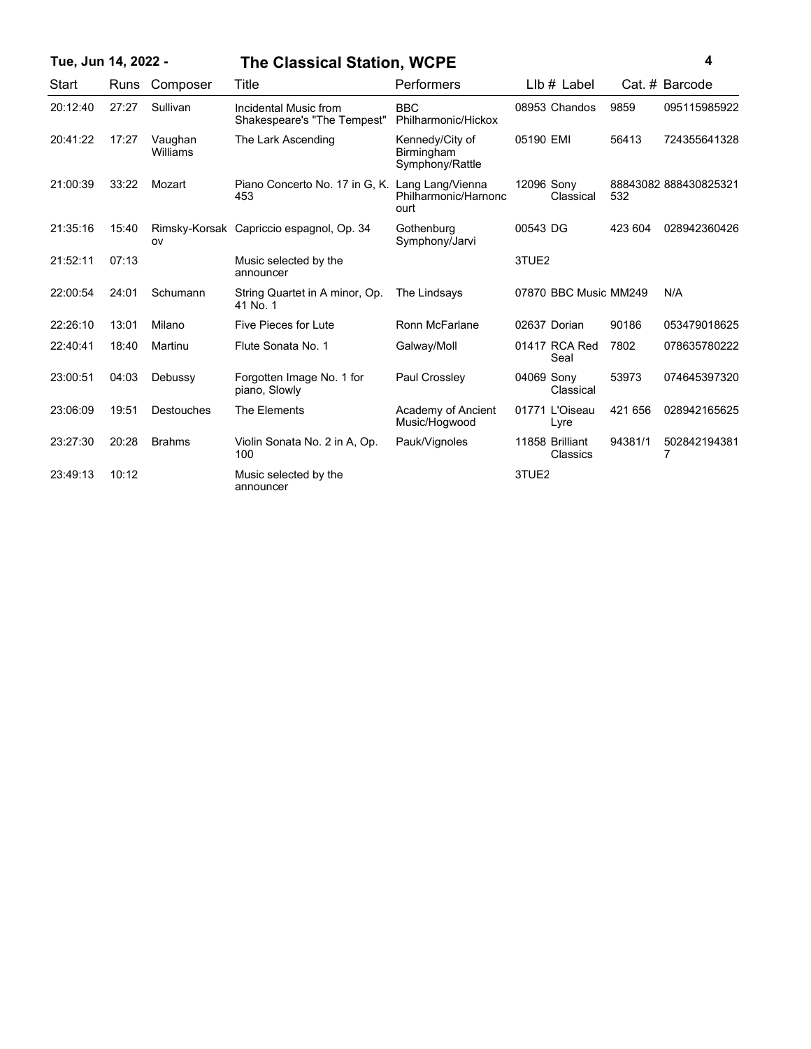**Tue, Jun 14, 2022 -** **The Classical Station, WCPE**

| Start | Runs | Composer | Title | Performers | Llb # | Label | Cat. # | Barcode |
|---|---|---|---|---|---|---|---|---|
| 20:12:40 | 27:27 | Sullivan | Incidental Music from Shakespeare's "The Tempest" | BBC Philharmonic/Hickox | 08953 | Chandos | 9859 | 095115985922 |
| 20:41:22 | 17:27 | Vaughan Williams | The Lark Ascending | Kennedy/City of Birmingham Symphony/Rattle | 05190 | EMI | 56413 | 724355641328 |
| 21:00:39 | 33:22 | Mozart | Piano Concerto No. 17 in G, K. 453 | Lang Lang/Vienna Philharmonic/Harnoncourt | 12096 | Sony Classical | 88843082532 | 888430825321 |
| 21:35:16 | 15:40 | Rimsky-Korsakov | Capriccio espagnol, Op. 34 | Gothenburg Symphony/Jarvi | 00543 | DG | 423 604 | 028942360426 |
| 21:52:11 | 07:13 | | Music selected by the announcer | | 3TUE2 | | | |
| 22:00:54 | 24:01 | Schumann | String Quartet in A minor, Op. 41 No. 1 | The Lindsays | 07870 | BBC Music | MM249 | N/A |
| 22:26:10 | 13:01 | Milano | Five Pieces for Lute | Ronn McFarlane | 02637 | Dorian | 90186 | 053479018625 |
| 22:40:41 | 18:40 | Martinu | Flute Sonata No. 1 | Galway/Moll | 01417 | RCA Red Seal | 7802 | 078635780222 |
| 23:00:51 | 04:03 | Debussy | Forgotten Image No. 1 for piano, Slowly | Paul Crossley | 04069 | Sony Classical | 53973 | 074645397320 |
| 23:06:09 | 19:51 | Destouches | The Elements | Academy of Ancient Music/Hogwood | 01771 | L'Oiseau Lyre | 421 656 | 028942165625 |
| 23:27:30 | 20:28 | Brahms | Violin Sonata No. 2 in A, Op. 100 | Pauk/Vignoles | 11858 | Brilliant Classics | 94381/1 | 5028421943817 |
| 23:49:13 | 10:12 | | Music selected by the announcer | | 3TUE2 | | | |